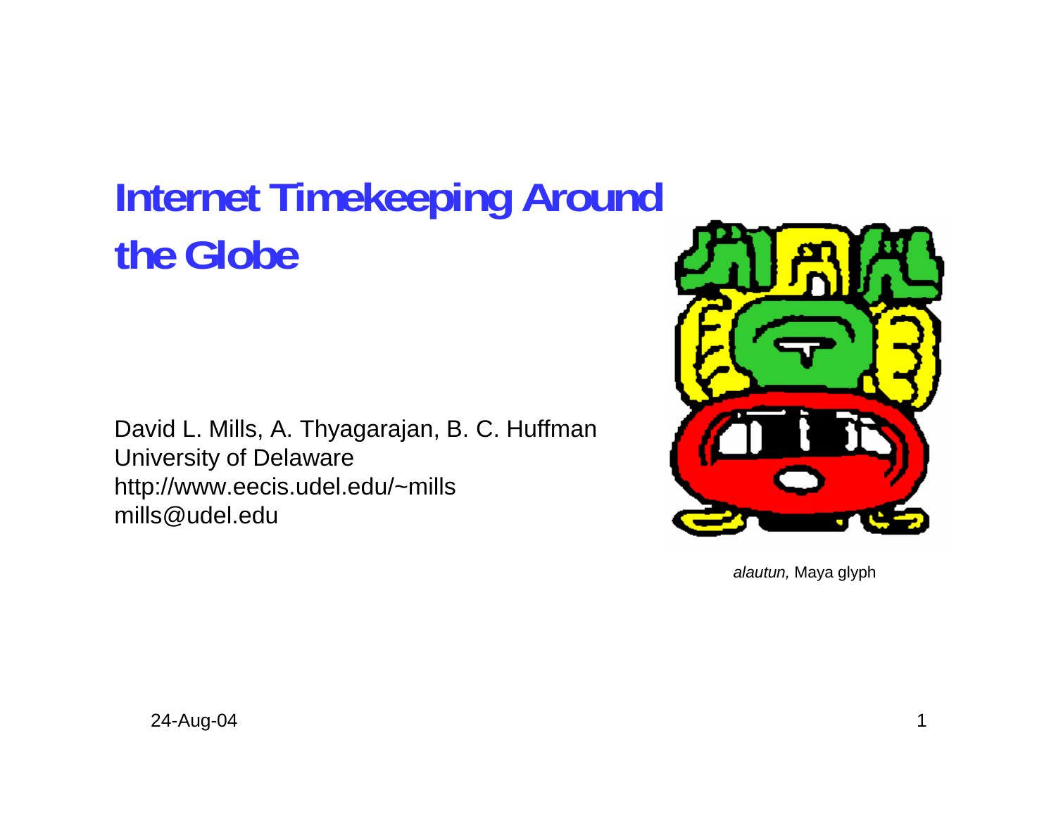# Internet Timekeeping Around the Globe

David L. Mills, A. Thyagarajan, B. C. Huffman
University of Delaware
http://www.eecis.udel.edu/~mills
mills@udel.edu

*alautun,* Maya glyph

24-Aug-04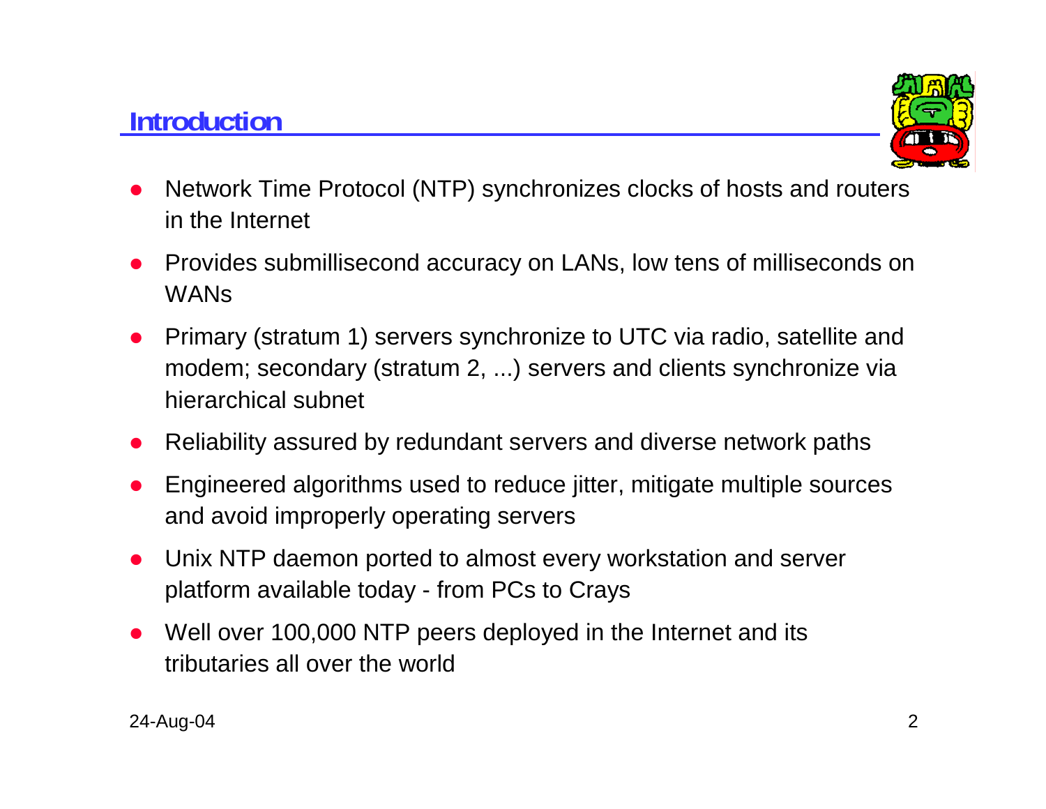## Introduction

- Network Time Protocol (NTP) synchronizes clocks of hosts and routers in the Internet
- Provides submillisecond accuracy on LANs, low tens of milliseconds on WANs
- Primary (stratum 1) servers synchronize to UTC via radio, satellite and modem; secondary (stratum 2, ...) servers and clients synchronize via hierarchical subnet
- Reliability assured by redundant servers and diverse network paths
- Engineered algorithms used to reduce jitter, mitigate multiple sources and avoid improperly operating servers
- Unix NTP daemon ported to almost every workstation and server platform available today - from PCs to Crays
- Well over 100,000 NTP peers deployed in the Internet and its tributaries all over the world

24-Aug-04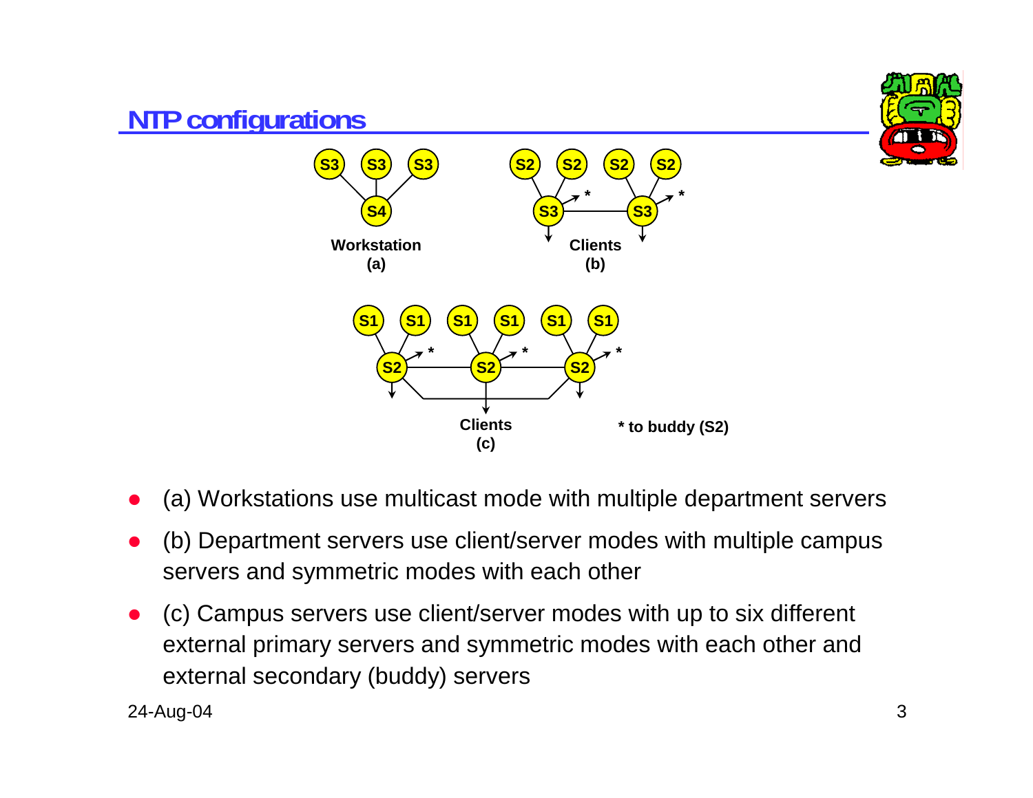## NTP configurations

Workstation
(a)

Clients
(b)

Clients
(c)

* to buddy (S2)

- (a) Workstations use multicast mode with multiple department servers
- (b) Department servers use client/server modes with multiple campus servers and symmetric modes with each other
- (c) Campus servers use client/server modes with up to six different external primary servers and symmetric modes with each other and external secondary (buddy) servers

24-Aug-04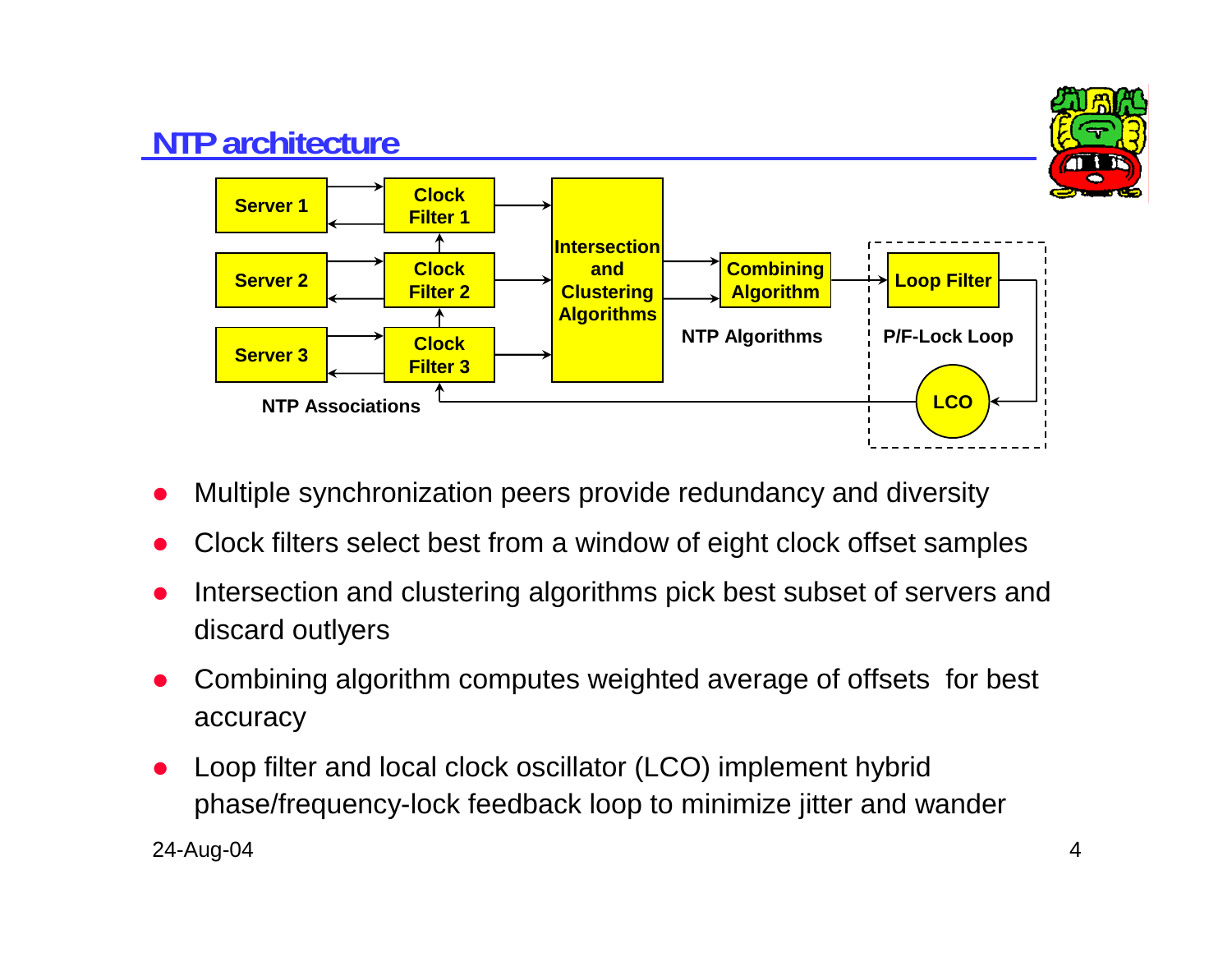# NTP architecture

Server 1 | Clock Filter 1
Server 2 | Clock Filter 2
Server 3 | Clock Filter 3

NTP Associations

Intersection and Clustering Algorithms

Combining Algorithm

NTP Algorithms

Loop Filter

P/F-Lock Loop

LCO

- Multiple synchronization peers provide redundancy and diversity
- Clock filters select best from a window of eight clock offset samples
- Intersection and clustering algorithms pick best subset of servers and discard outlyers
- Combining algorithm computes weighted average of offsets for best accuracy
- Loop filter and local clock oscillator (LCO) implement hybrid phase/frequency-lock feedback loop to minimize jitter and wander

24-Aug-04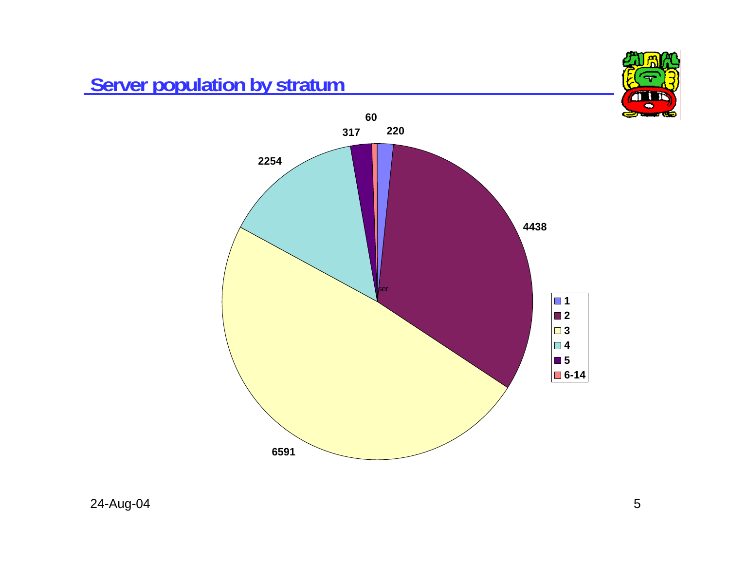## Server population by stratum

| Stratum | Servers |
|---|---|
| 1 | 220 |
| 2 | 4438 |
| 3 | 6591 |
| 4 | 2254 |
| 5 | 317 |
| 6-14 | 60 |

24-Aug-04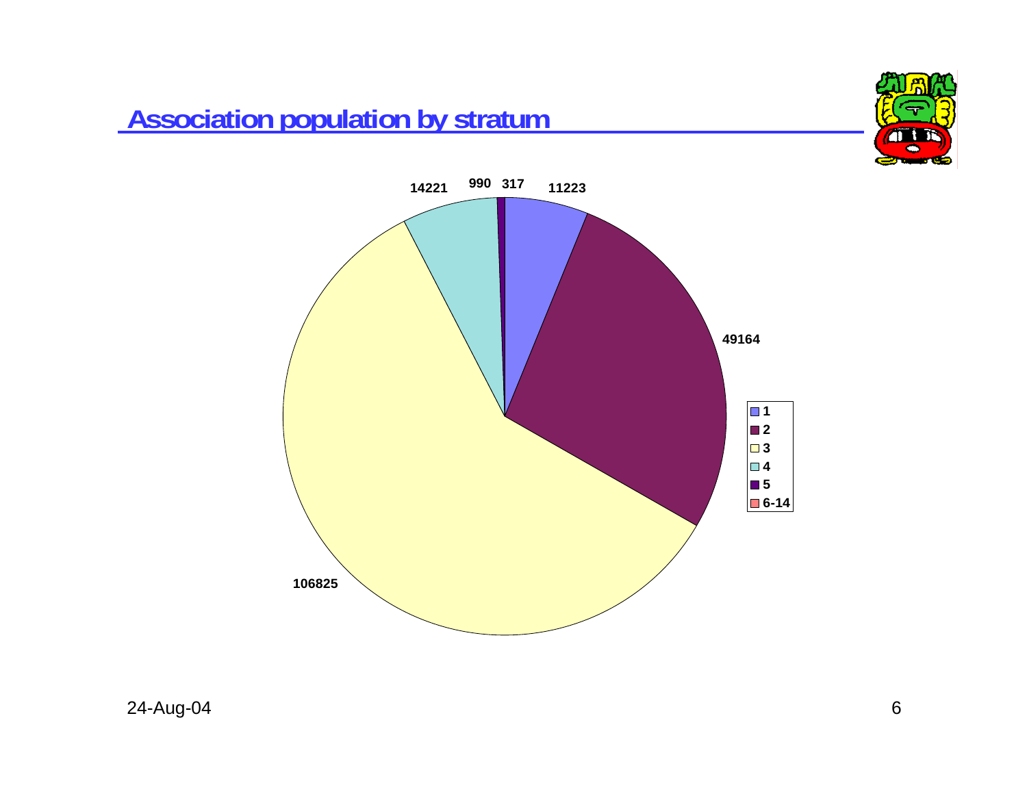## Association population by stratum

| Stratum | Population |
|---|---|
| 1 | 11223 |
| 2 | 49164 |
| 3 | 106825 |
| 4 | 14221 |
| 5 | 990 |
| 6-14 | 317 |

24-Aug-04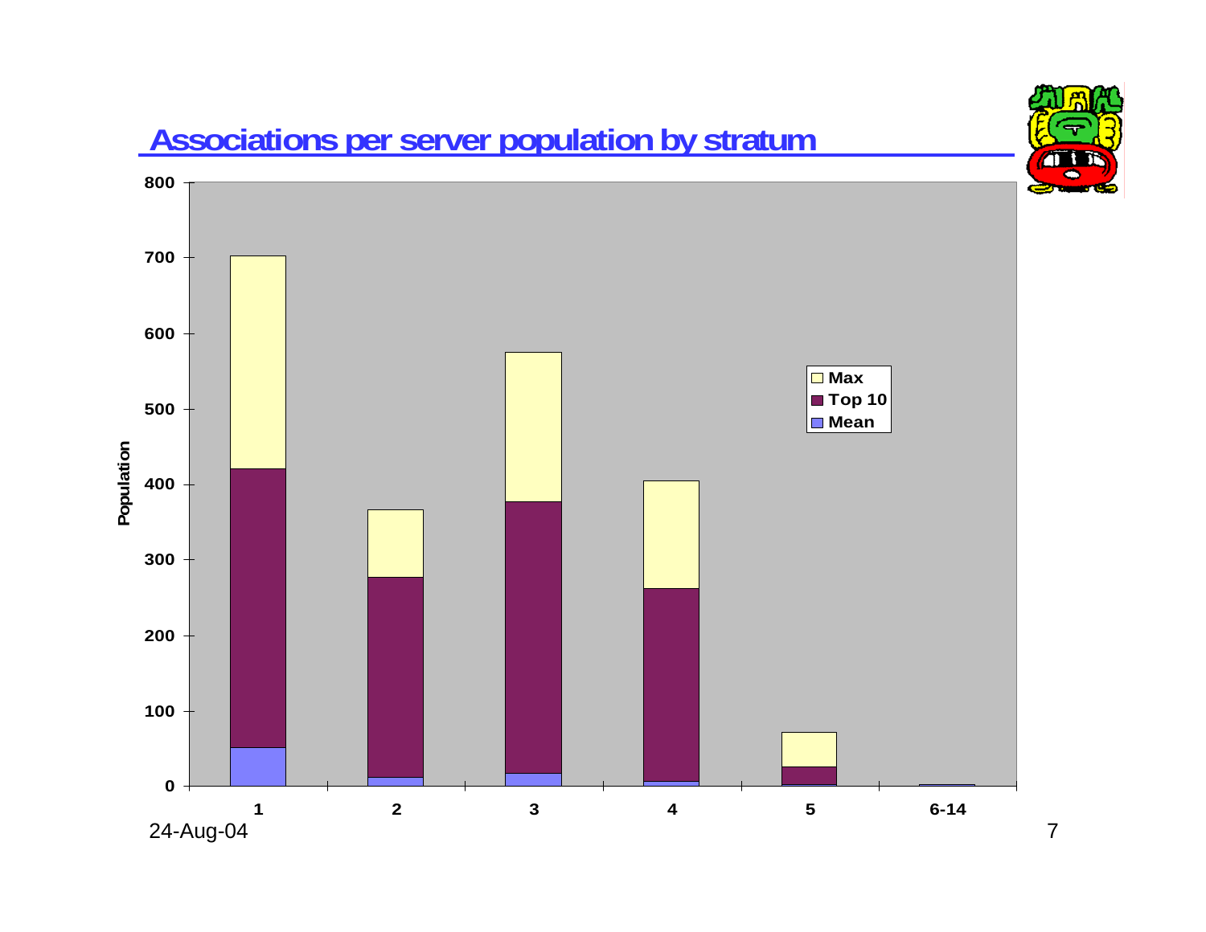# Associations per server population by stratum

| Stratum | Mean | Top 10 | Max |
|---|---|---|---|
| 1 | ~51 | ~420 | ~702 |
| 2 | ~12 | ~277 | ~366 |
| 3 | ~17 | ~377 | ~574 |
| 4 | ~6 | ~262 | ~404 |
| 5 | ~1 | ~25 | ~71 |
| 6-14 | ~0 | ~1 | ~2 |

Population (y-axis, 0–800) by stratum (x-axis: 1, 2, 3, 4, 5, 6-14). Legend: Max, Top 10, Mean.

24-Aug-04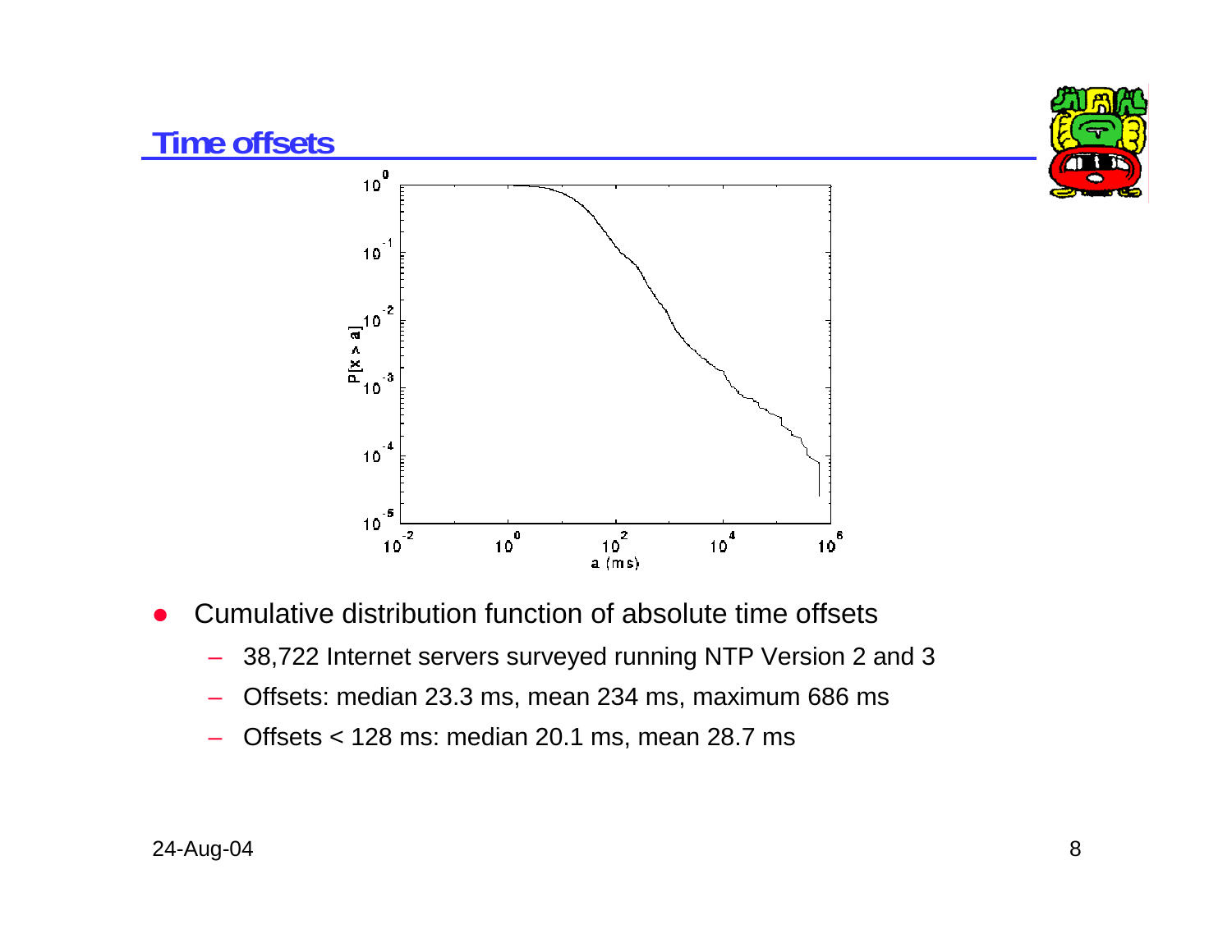## Time offsets

- Cumulative distribution function of absolute time offsets
  - 38,722 Internet servers surveyed running NTP Version 2 and 3
  - Offsets: median 23.3 ms, mean 234 ms, maximum 686 ms
  - Offsets < 128 ms: median 20.1 ms, mean 28.7 ms

24-Aug-04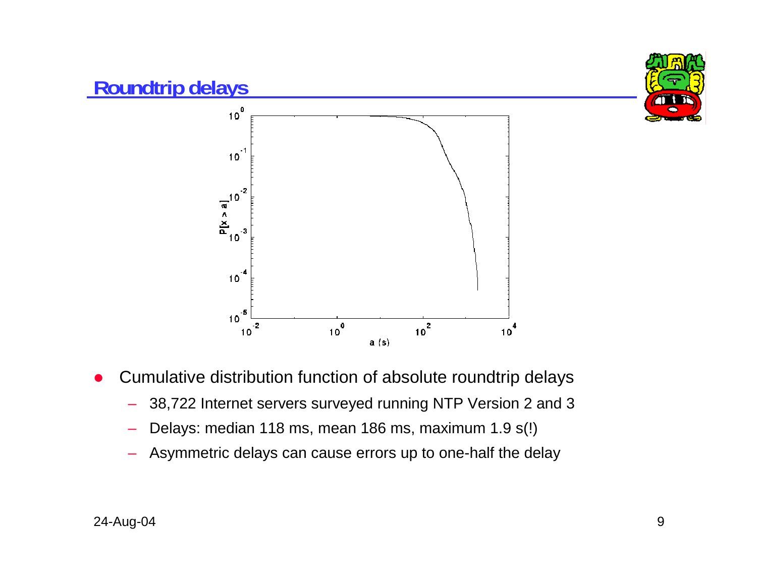## Roundtrip delays

- Cumulative distribution function of absolute roundtrip delays
  - 38,722 Internet servers surveyed running NTP Version 2 and 3
  - Delays: median 118 ms, mean 186 ms, maximum 1.9 s(!)
  - Asymmetric delays can cause errors up to one-half the delay

24-Aug-04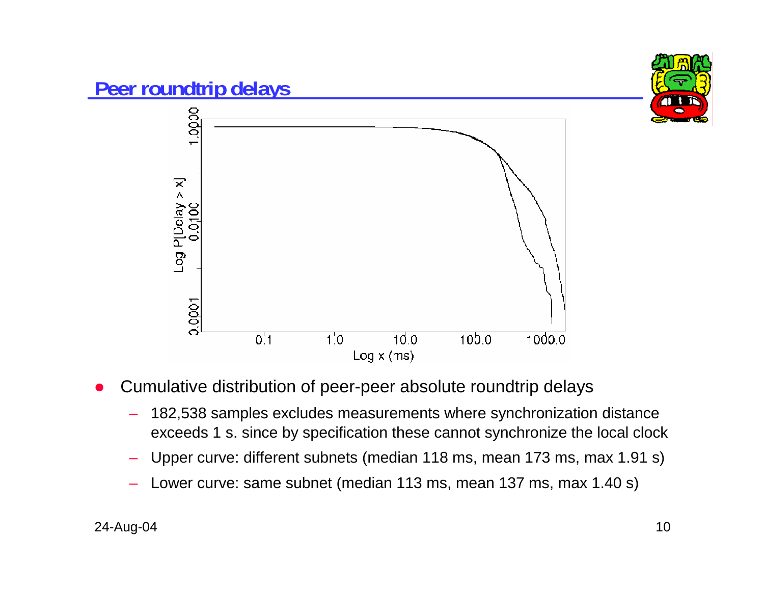## Peer roundtrip delays

- Cumulative distribution of peer-peer absolute roundtrip delays
  - 182,538 samples excludes measurements where synchronization distance exceeds 1 s. since by specification these cannot synchronize the local clock
  - Upper curve: different subnets (median 118 ms, mean 173 ms, max 1.91 s)
  - Lower curve: same subnet (median 113 ms, mean 137 ms, max 1.40 s)

24-Aug-04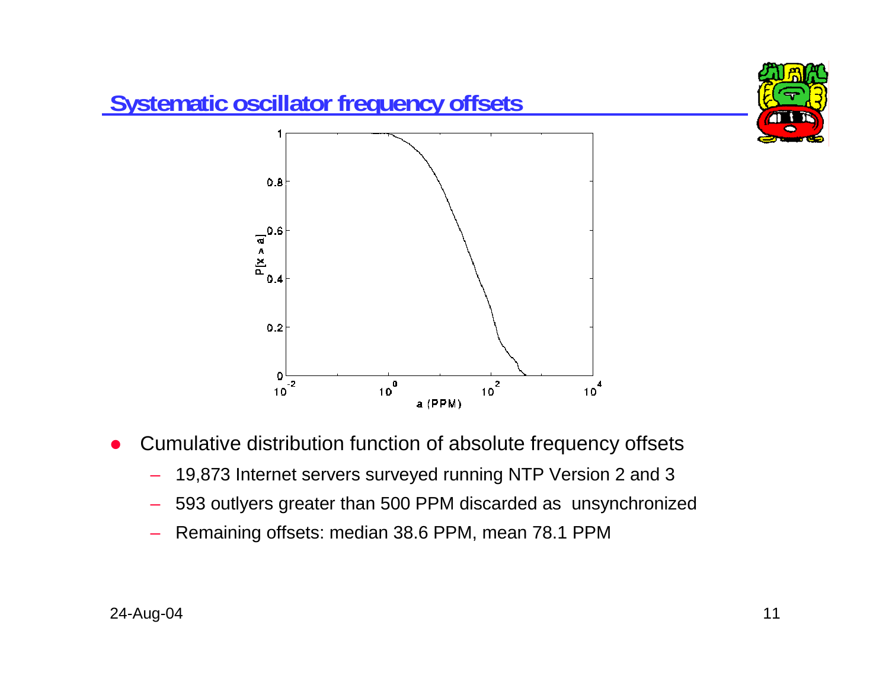## Systematic oscillator frequency offsets

- Cumulative distribution function of absolute frequency offsets
  - 19,873 Internet servers surveyed running NTP Version 2 and 3
  - 593 outlyers greater than 500 PPM discarded as unsynchronized
  - Remaining offsets: median 38.6 PPM, mean 78.1 PPM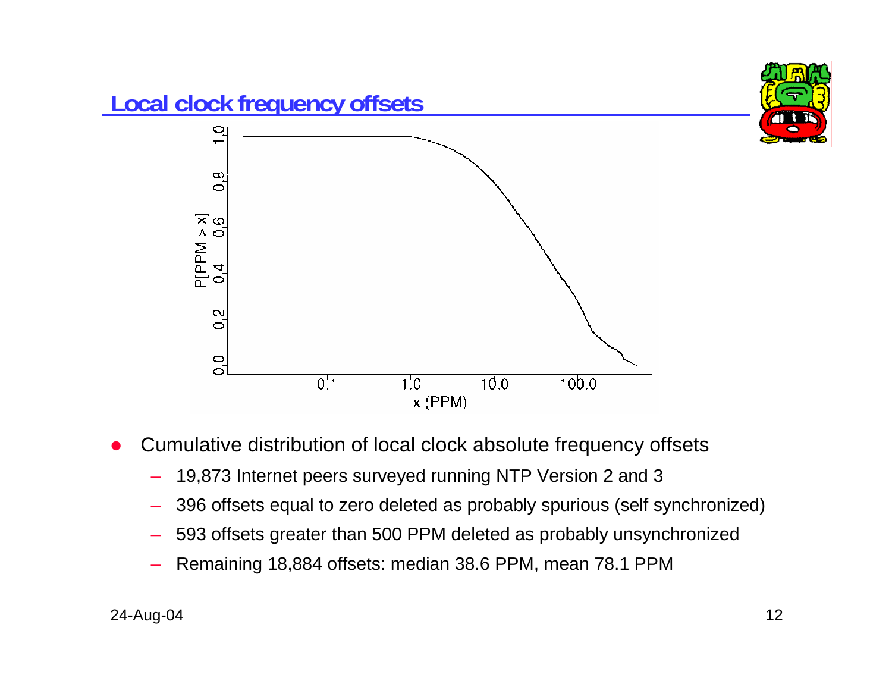## Local clock frequency offsets

- Cumulative distribution of local clock absolute frequency offsets
  - 19,873 Internet peers surveyed running NTP Version 2 and 3
  - 396 offsets equal to zero deleted as probably spurious (self synchronized)
  - 593 offsets greater than 500 PPM deleted as probably unsynchronized
  - Remaining 18,884 offsets: median 38.6 PPM, mean 78.1 PPM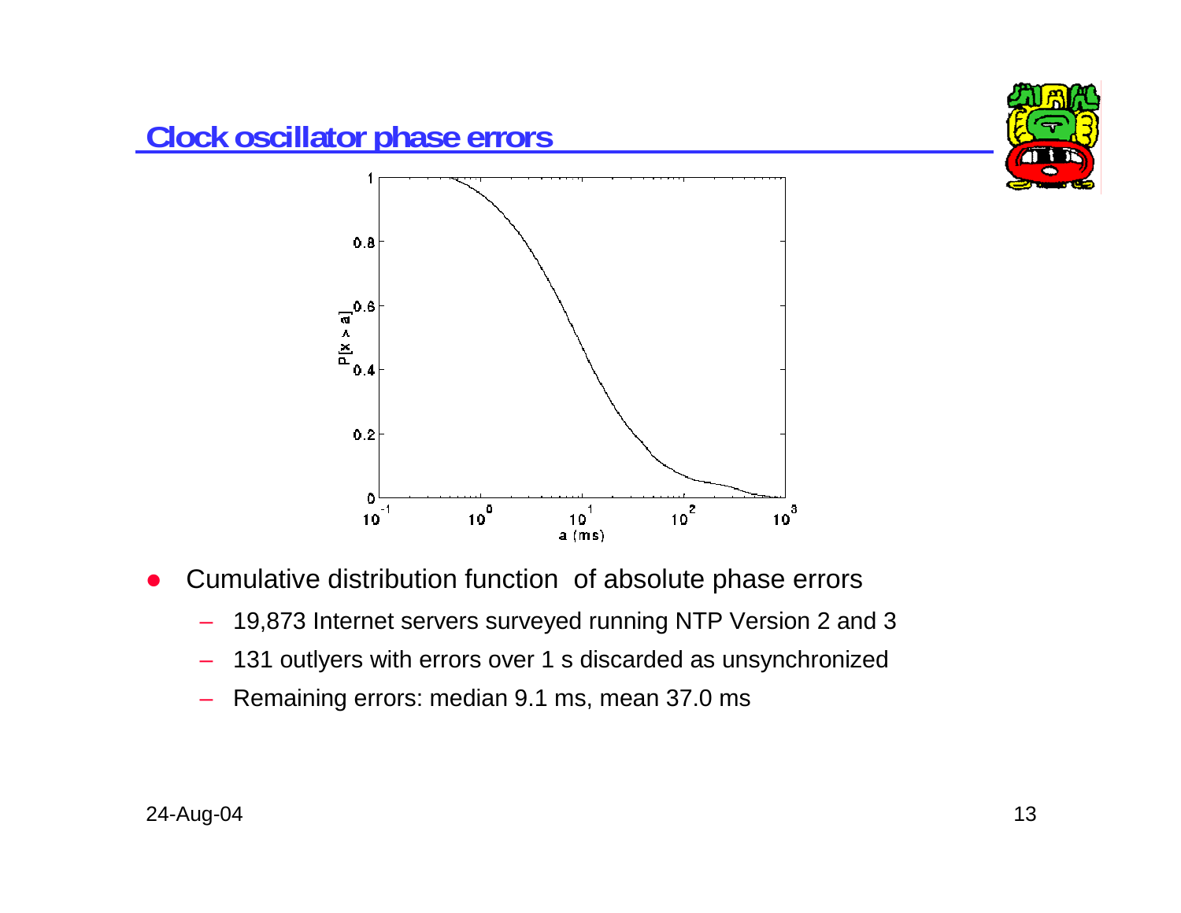## Clock oscillator phase errors

- Cumulative distribution function of absolute phase errors
  - 19,873 Internet servers surveyed running NTP Version 2 and 3
  - 131 outlyers with errors over 1 s discarded as unsynchronized
  - Remaining errors: median 9.1 ms, mean 37.0 ms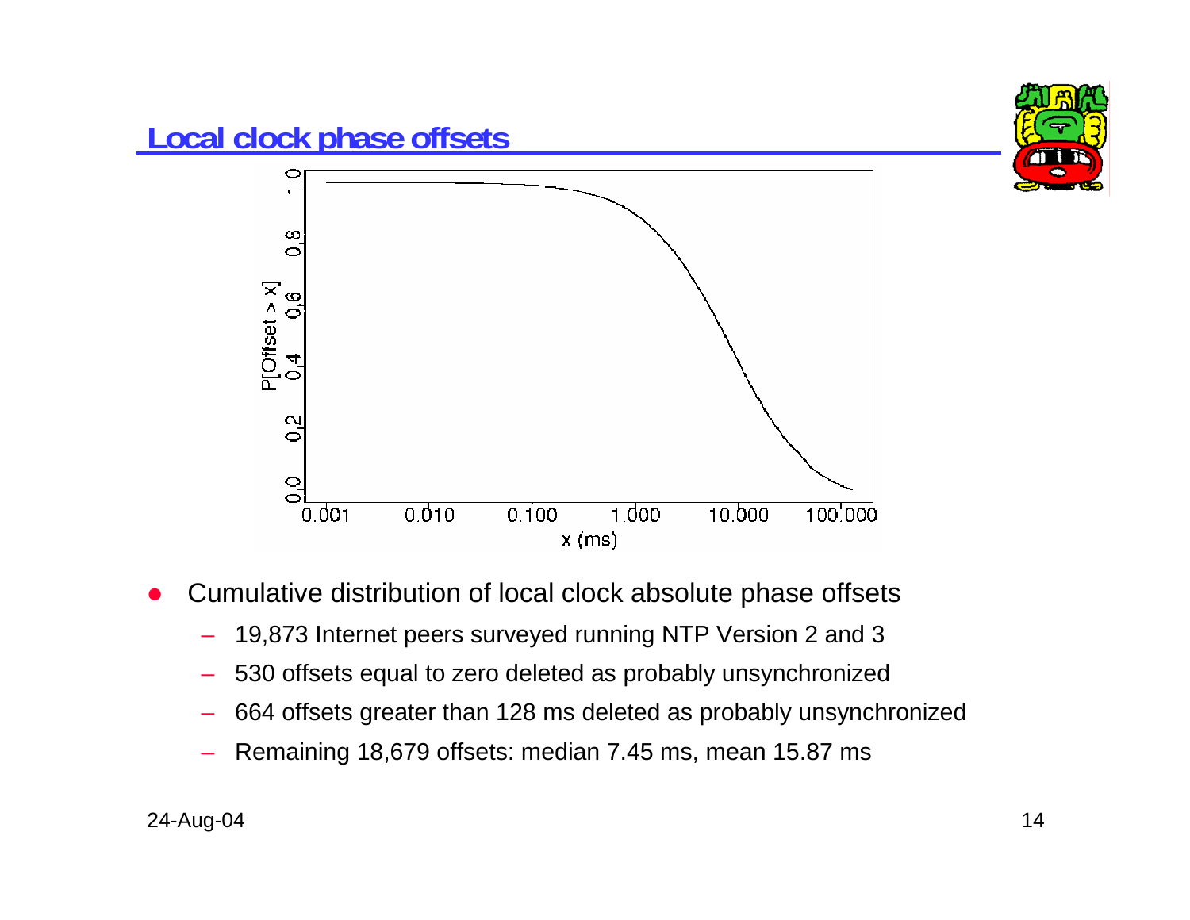## Local clock phase offsets

- Cumulative distribution of local clock absolute phase offsets
  - 19,873 Internet peers surveyed running NTP Version 2 and 3
  - 530 offsets equal to zero deleted as probably unsynchronized
  - 664 offsets greater than 128 ms deleted as probably unsynchronized
  - Remaining 18,679 offsets: median 7.45 ms, mean 15.87 ms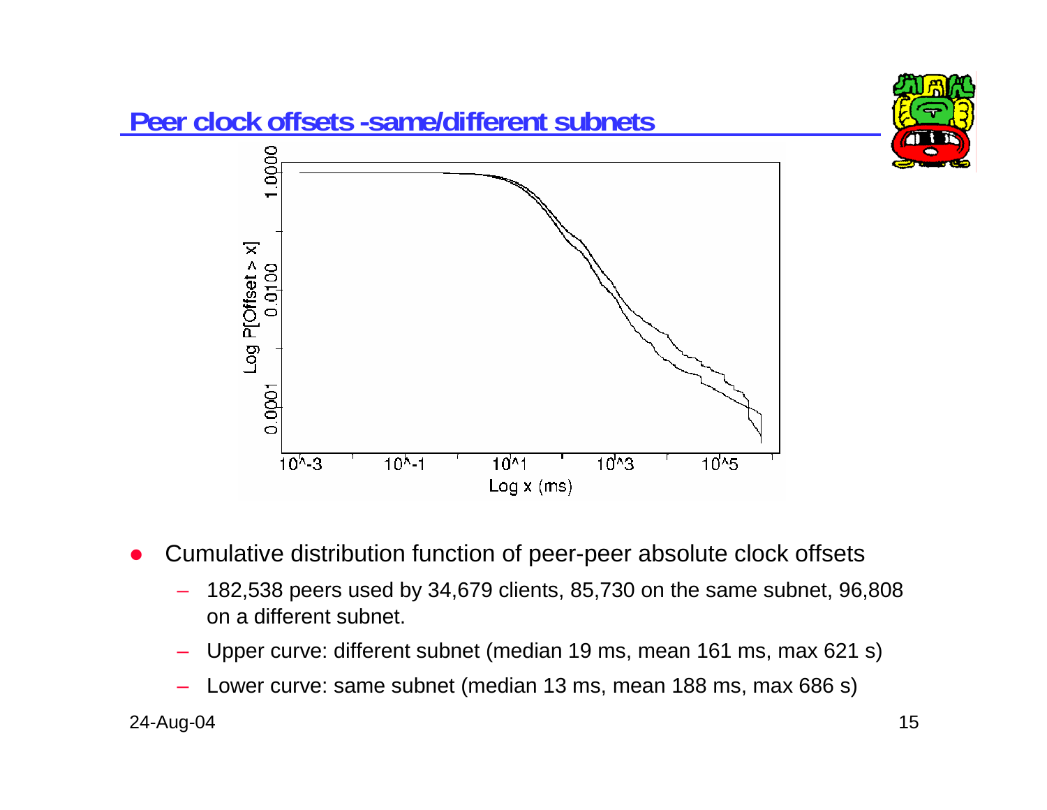## Peer clock offsets -same/different subnets

- Cumulative distribution function of peer-peer absolute clock offsets
  - 182,538 peers used by 34,679 clients, 85,730 on the same subnet, 96,808 on a different subnet.
  - Upper curve: different subnet (median 19 ms, mean 161 ms, max 621 s)
  - Lower curve: same subnet (median 13 ms, mean 188 ms, max 686 s)

24-Aug-04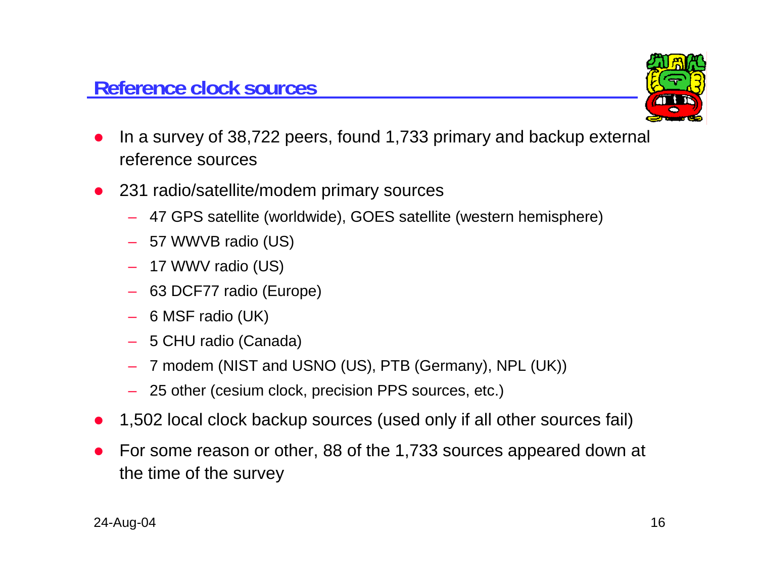## Reference clock sources

- In a survey of 38,722 peers, found 1,733 primary and backup external reference sources
- 231 radio/satellite/modem primary sources
  - 47 GPS satellite (worldwide), GOES satellite (western hemisphere)
  - 57 WWVB radio (US)
  - 17 WWV radio (US)
  - 63 DCF77 radio (Europe)
  - 6 MSF radio (UK)
  - 5 CHU radio (Canada)
  - 7 modem (NIST and USNO (US), PTB (Germany), NPL (UK))
  - 25 other (cesium clock, precision PPS sources, etc.)
- 1,502 local clock backup sources (used only if all other sources fail)
- For some reason or other, 88 of the 1,733 sources appeared down at the time of the survey

24-Aug-04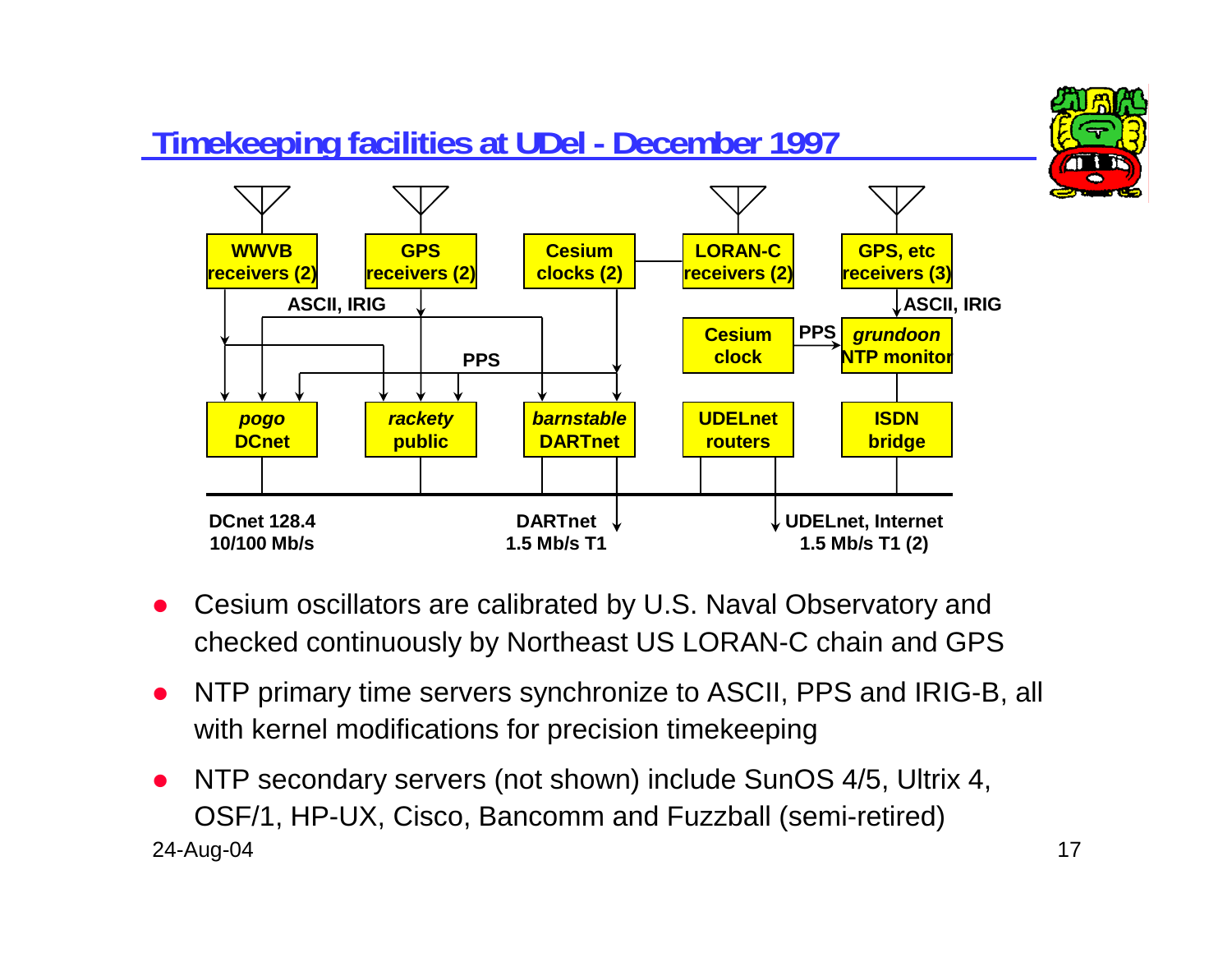# Timekeeping facilities at UDel - December 1997

WWVB receivers (2) | GPS receivers (2) | Cesium clocks (2) | LORAN-C receivers (2) | GPS, etc receivers (3)

ASCII, IRIG | PPS | ASCII, IRIG

Cesium clock | PPS | *grundoon* NTP monitor

*pogo* DCnet | *rackety* public | *barnstable* DARTnet | UDELnet routers | ISDN bridge

DCnet 128.4 10/100 Mb/s | DARTnet 1.5 Mb/s T1 | UDELnet, Internet 1.5 Mb/s T1 (2)

- Cesium oscillators are calibrated by U.S. Naval Observatory and checked continuously by Northeast US LORAN-C chain and GPS
- NTP primary time servers synchronize to ASCII, PPS and IRIG-B, all with kernel modifications for precision timekeeping
- NTP secondary servers (not shown) include SunOS 4/5, Ultrix 4, OSF/1, HP-UX, Cisco, Bancomm and Fuzzball (semi-retired)

24-Aug-04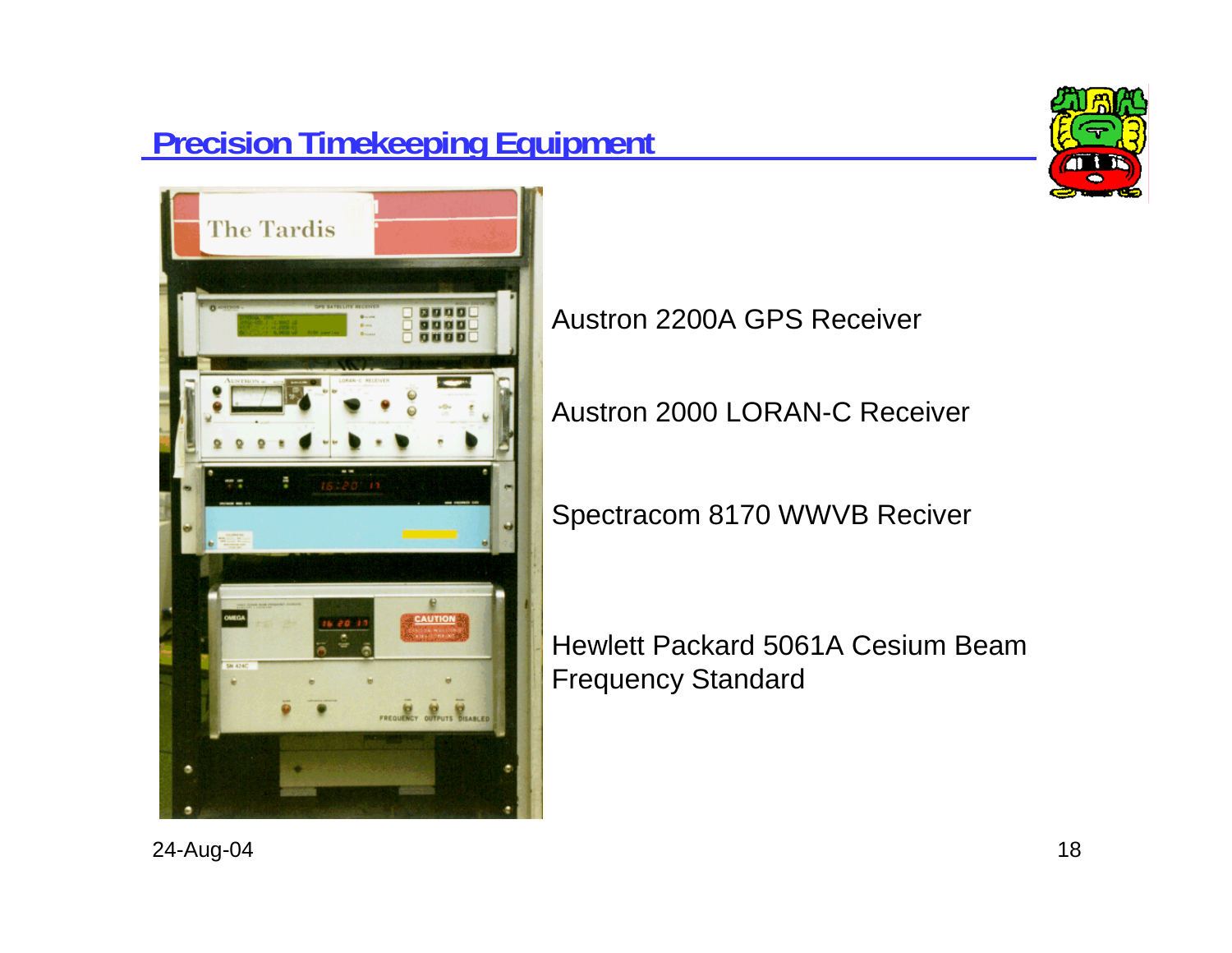## Precision Timekeeping Equipment

Austron 2200A GPS Receiver

Austron 2000 LORAN-C Receiver

Spectracom 8170 WWVB Reciver

Hewlett Packard 5061A Cesium Beam Frequency Standard

24-Aug-04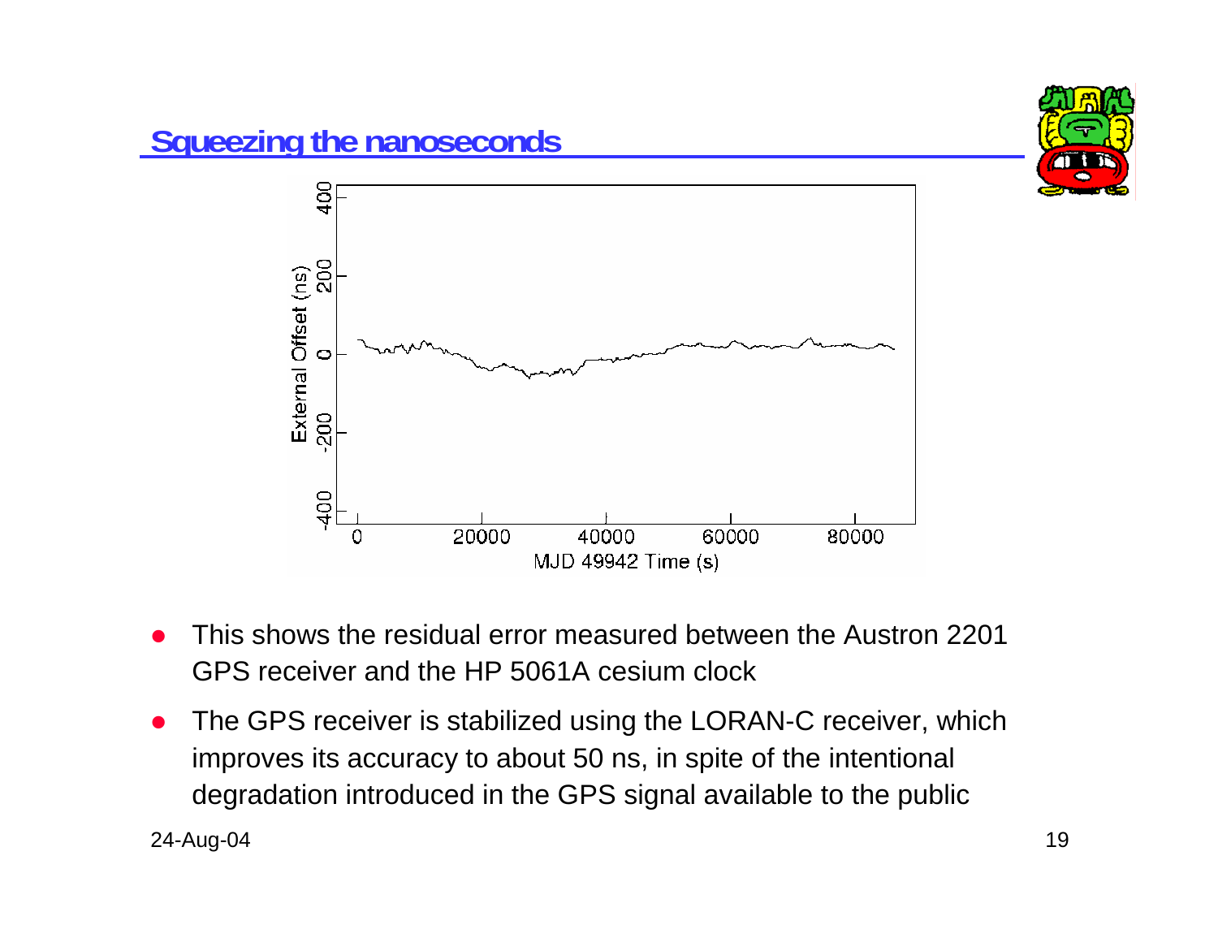## Squeezing the nanoseconds

- This shows the residual error measured between the Austron 2201 GPS receiver and the HP 5061A cesium clock
- The GPS receiver is stabilized using the LORAN-C receiver, which improves its accuracy to about 50 ns, in spite of the intentional degradation introduced in the GPS signal available to the public

24-Aug-04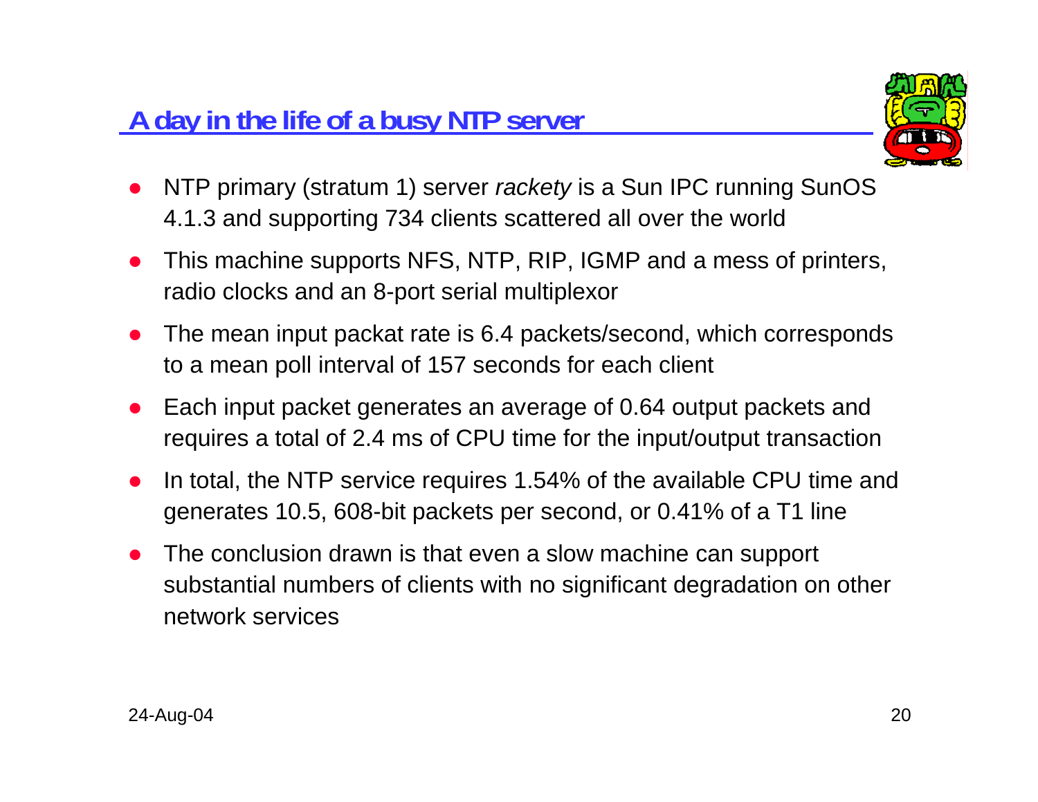## A day in the life of a busy NTP server

- NTP primary (stratum 1) server *rackety* is a Sun IPC running SunOS 4.1.3 and supporting 734 clients scattered all over the world
- This machine supports NFS, NTP, RIP, IGMP and a mess of printers, radio clocks and an 8-port serial multiplexor
- The mean input packat rate is 6.4 packets/second, which corresponds to a mean poll interval of 157 seconds for each client
- Each input packet generates an average of 0.64 output packets and requires a total of 2.4 ms of CPU time for the input/output transaction
- In total, the NTP service requires 1.54% of the available CPU time and generates 10.5, 608-bit packets per second, or 0.41% of a T1 line
- The conclusion drawn is that even a slow machine can support substantial numbers of clients with no significant degradation on other network services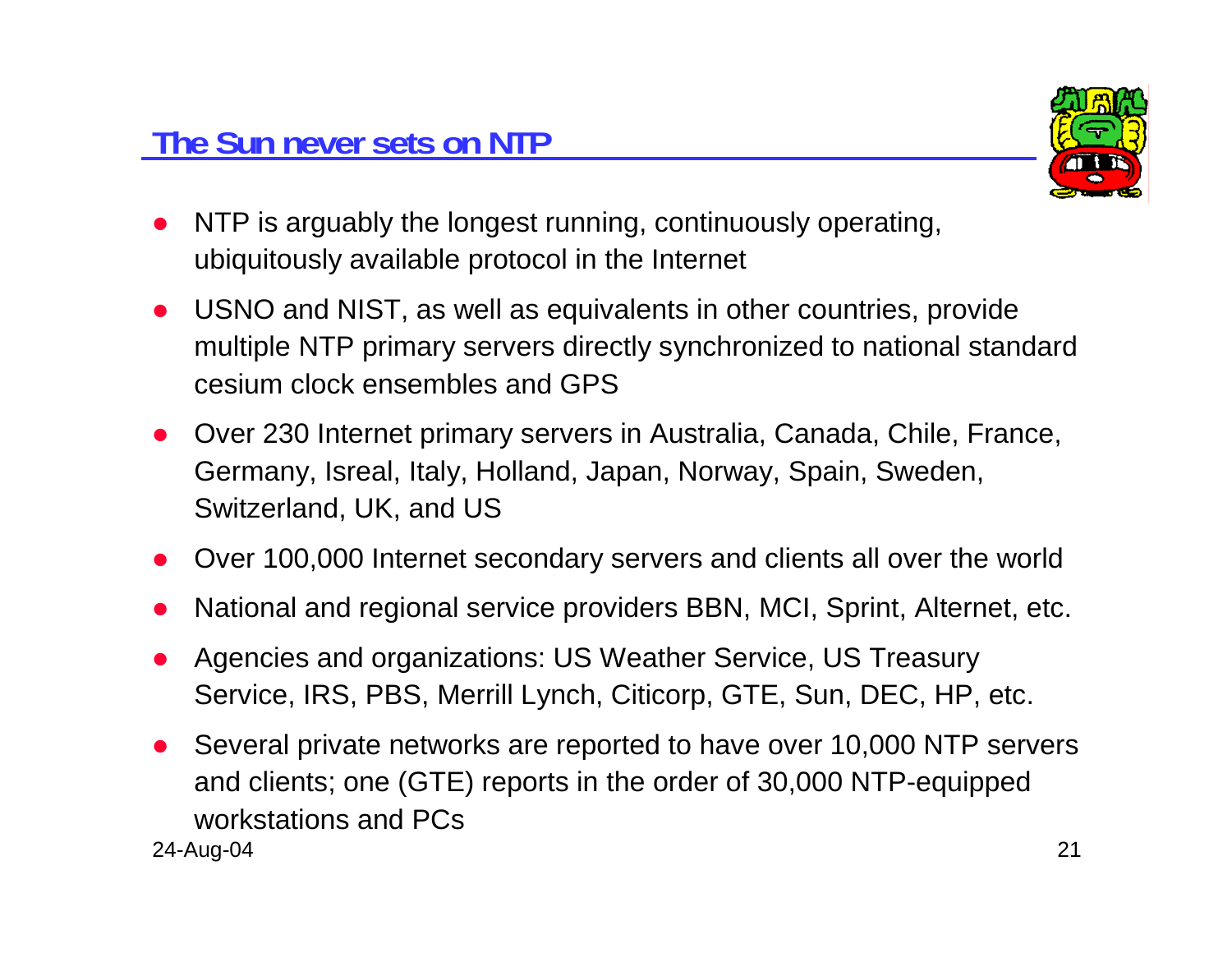## The Sun never sets on NTP

- NTP is arguably the longest running, continuously operating, ubiquitously available protocol in the Internet
- USNO and NIST, as well as equivalents in other countries, provide multiple NTP primary servers directly synchronized to national standard cesium clock ensembles and GPS
- Over 230 Internet primary servers in Australia, Canada, Chile, France, Germany, Isreal, Italy, Holland, Japan, Norway, Spain, Sweden, Switzerland, UK, and US
- Over 100,000 Internet secondary servers and clients all over the world
- National and regional service providers BBN, MCI, Sprint, Alternet, etc.
- Agencies and organizations: US Weather Service, US Treasury Service, IRS, PBS, Merrill Lynch, Citicorp, GTE, Sun, DEC, HP, etc.
- Several private networks are reported to have over 10,000 NTP servers and clients; one (GTE) reports in the order of 30,000 NTP-equipped workstations and PCs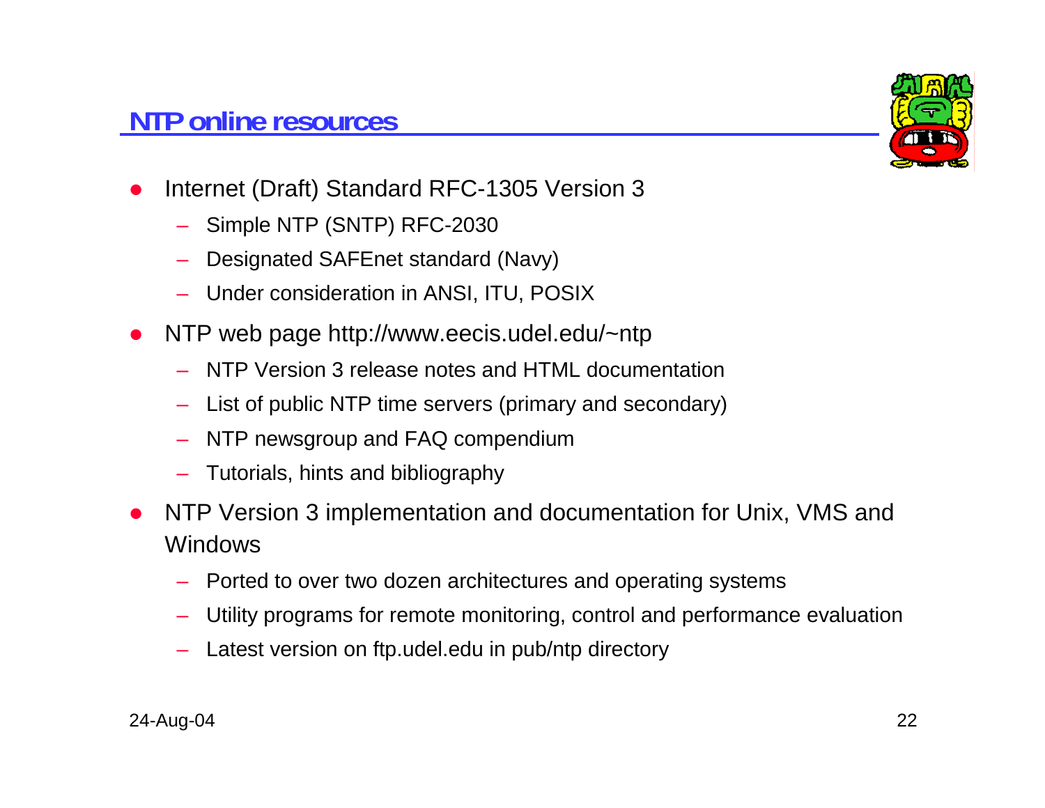## NTP online resources

- Internet (Draft) Standard RFC-1305 Version 3
  - Simple NTP (SNTP) RFC-2030
  - Designated SAFEnet standard (Navy)
  - Under consideration in ANSI, ITU, POSIX
- NTP web page http://www.eecis.udel.edu/~ntp
  - NTP Version 3 release notes and HTML documentation
  - List of public NTP time servers (primary and secondary)
  - NTP newsgroup and FAQ compendium
  - Tutorials, hints and bibliography
- NTP Version 3 implementation and documentation for Unix, VMS and Windows
  - Ported to over two dozen architectures and operating systems
  - Utility programs for remote monitoring, control and performance evaluation
  - Latest version on ftp.udel.edu in pub/ntp directory